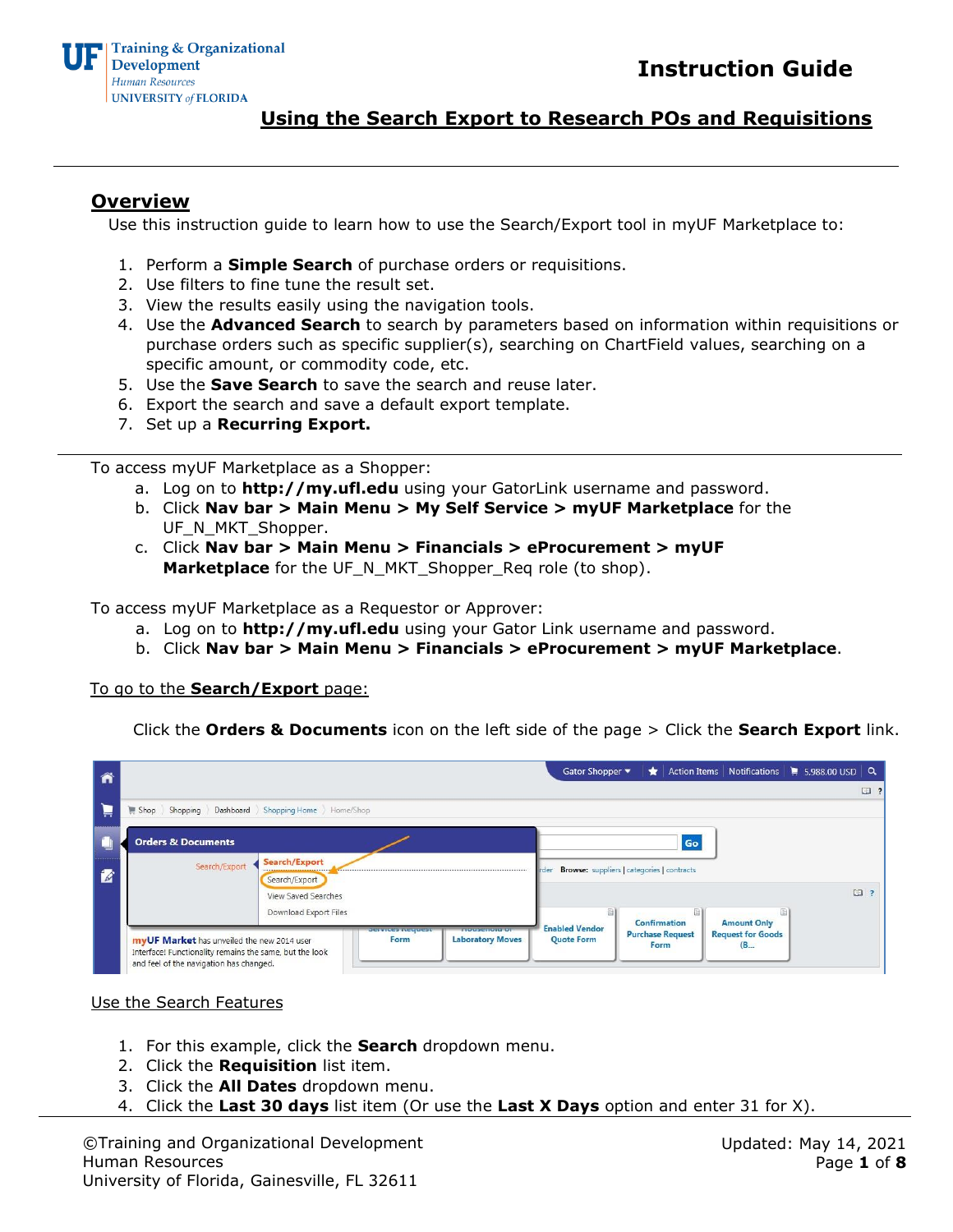# Instruction Guide

## Using the Search Export to Research POs and Requisitions

## Overview

Use this instruction guide to learn how to use the Search/Export tool in myUF Marketplace to:

1. Perform a **Simple Search** of purchase orders or requisitions.
2. Use filters to fine tune the result set.
3. View the results easily using the navigation tools.
4. Use the **Advanced Search** to search by parameters based on information within requisitions or purchase orders such as specific supplier(s), searching on ChartField values, searching on a specific amount, or commodity code, etc.
5. Use the **Save Search** to save the search and reuse later.
6. Export the search and save a default export template.
7. Set up a **Recurring Export.**

To access myUF Marketplace as a Shopper:

a. Log on to **http://my.ufl.edu** using your GatorLink username and password.
b. Click **Nav bar > Main Menu > My Self Service > myUF Marketplace** for the UF_N_MKT_Shopper.
c. Click **Nav bar > Main Menu > Financials > eProcurement > myUF Marketplace** for the UF_N_MKT_Shopper_Req role (to shop).

To access myUF Marketplace as a Requestor or Approver:

a. Log on to **http://my.ufl.edu** using your Gator Link username and password.
b. Click **Nav bar > Main Menu > Financials > eProcurement > myUF Marketplace**.

To go to the **Search/Export** page:

Click the **Orders & Documents** icon on the left side of the page > Click the **Search Export** link.

Use the Search Features

1. For this example, click the **Search** dropdown menu.
2. Click the **Requisition** list item.
3. Click the **All Dates** dropdown menu.
4. Click the **Last 30 days** list item (Or use the **Last X Days** option and enter 31 for X).

©Training and Organizational Development
Human Resources
University of Florida, Gainesville, FL 32611

Updated: May 14, 2021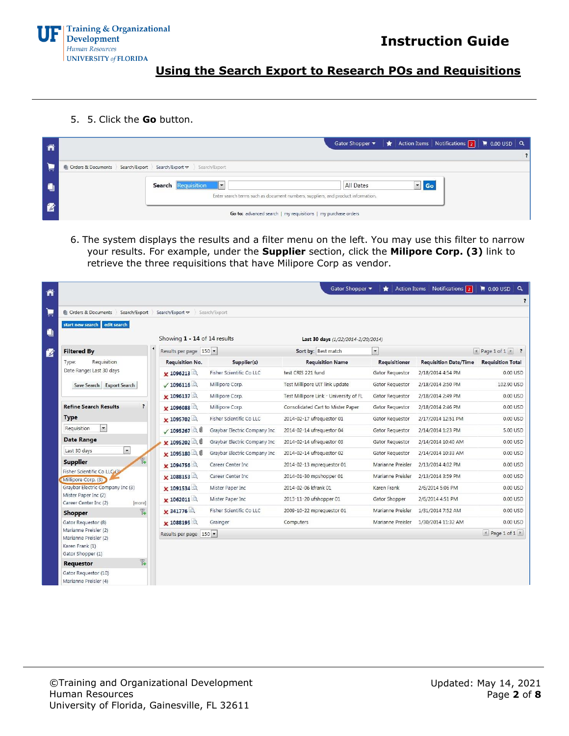5. 5. Click the **Go** button.

6. The system displays the results and a filter menu on the left. You may use this filter to narrow your results. For example, under the **Supplier** section, click the **Milipore Corp. (3)** link to retrieve the three requisitions that have Milipore Corp as vendor.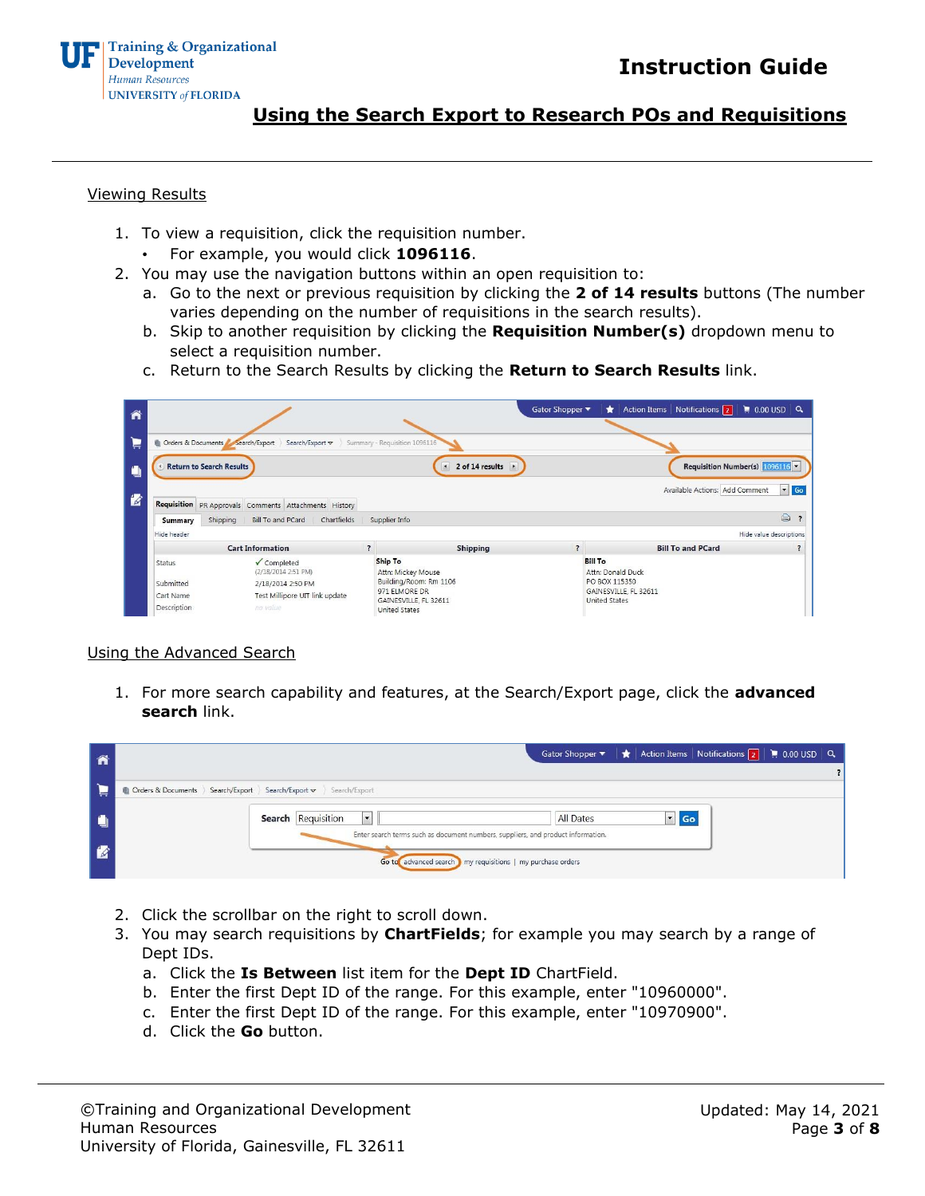## Viewing Results

1. To view a requisition, click the requisition number.
   - For example, you would click **1096116**.
2. You may use the navigation buttons within an open requisition to:
   a. Go to the next or previous requisition by clicking the **2 of 14 results** buttons (The number varies depending on the number of requisitions in the search results).
   b. Skip to another requisition by clicking the **Requisition Number(s)** dropdown menu to select a requisition number.
   c. Return to the Search Results by clicking the **Return to Search Results** link.

## Using the Advanced Search

1. For more search capability and features, at the Search/Export page, click the **advanced search** link.
2. Click the scrollbar on the right to scroll down.
3. You may search requisitions by **ChartFields**; for example you may search by a range of Dept IDs.
   a. Click the **Is Between** list item for the **Dept ID** ChartField.
   b. Enter the first Dept ID of the range. For this example, enter "10960000".
   c. Enter the first Dept ID of the range. For this example, enter "10970900".
   d. Click the **Go** button.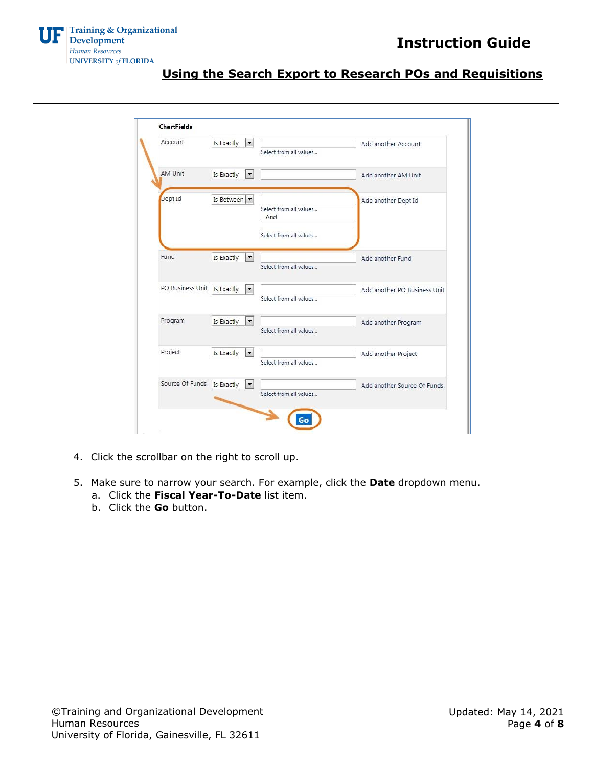4. Click the scrollbar on the right to scroll up.

5. Make sure to narrow your search. For example, click the **Date** dropdown menu.
   a. Click the **Fiscal Year-To-Date** list item.
   b. Click the **Go** button.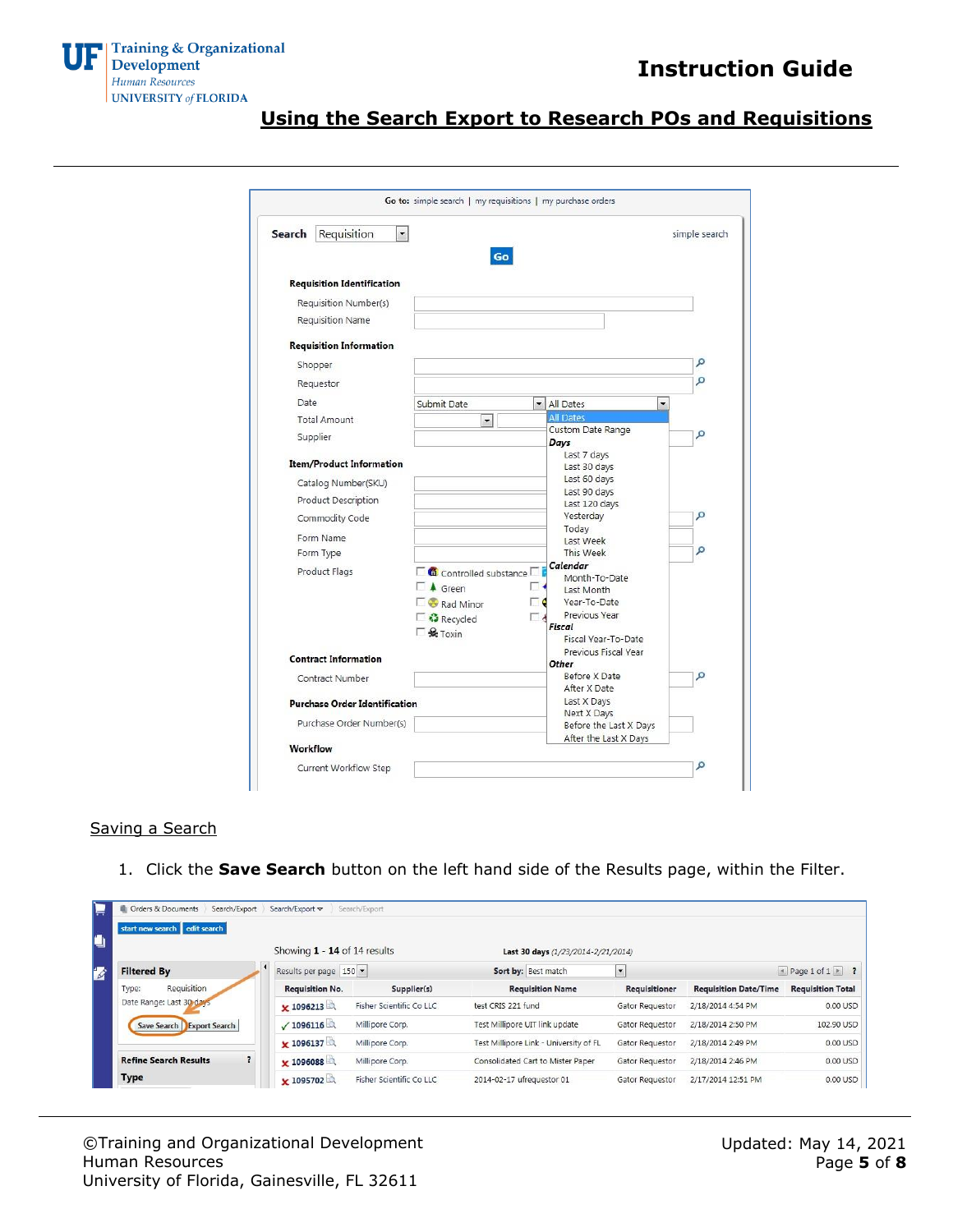## Saving a Search

1. Click the **Save Search** button on the left hand side of the Results page, within the Filter.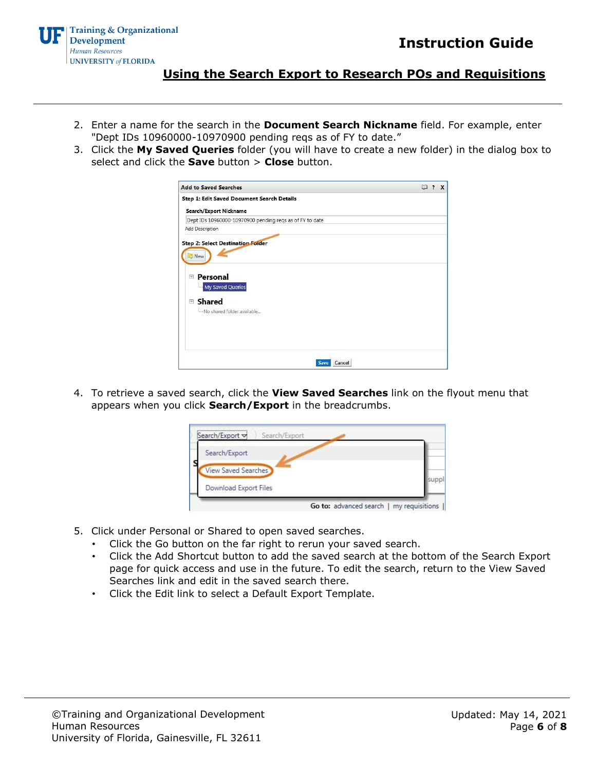2. Enter a name for the search in the **Document Search Nickname** field. For example, enter "Dept IDs 10960000-10970900 pending reqs as of FY to date."
3. Click the **My Saved Queries** folder (you will have to create a new folder) in the dialog box to select and click the **Save** button > **Close** button.

4. To retrieve a saved search, click the **View Saved Searches** link on the flyout menu that appears when you click **Search/Export** in the breadcrumbs.

5. Click under Personal or Shared to open saved searches.
   - Click the Go button on the far right to rerun your saved search.
   - Click the Add Shortcut button to add the saved search at the bottom of the Search Export page for quick access and use in the future. To edit the search, return to the View Saved Searches link and edit in the saved search there.
   - Click the Edit link to select a Default Export Template.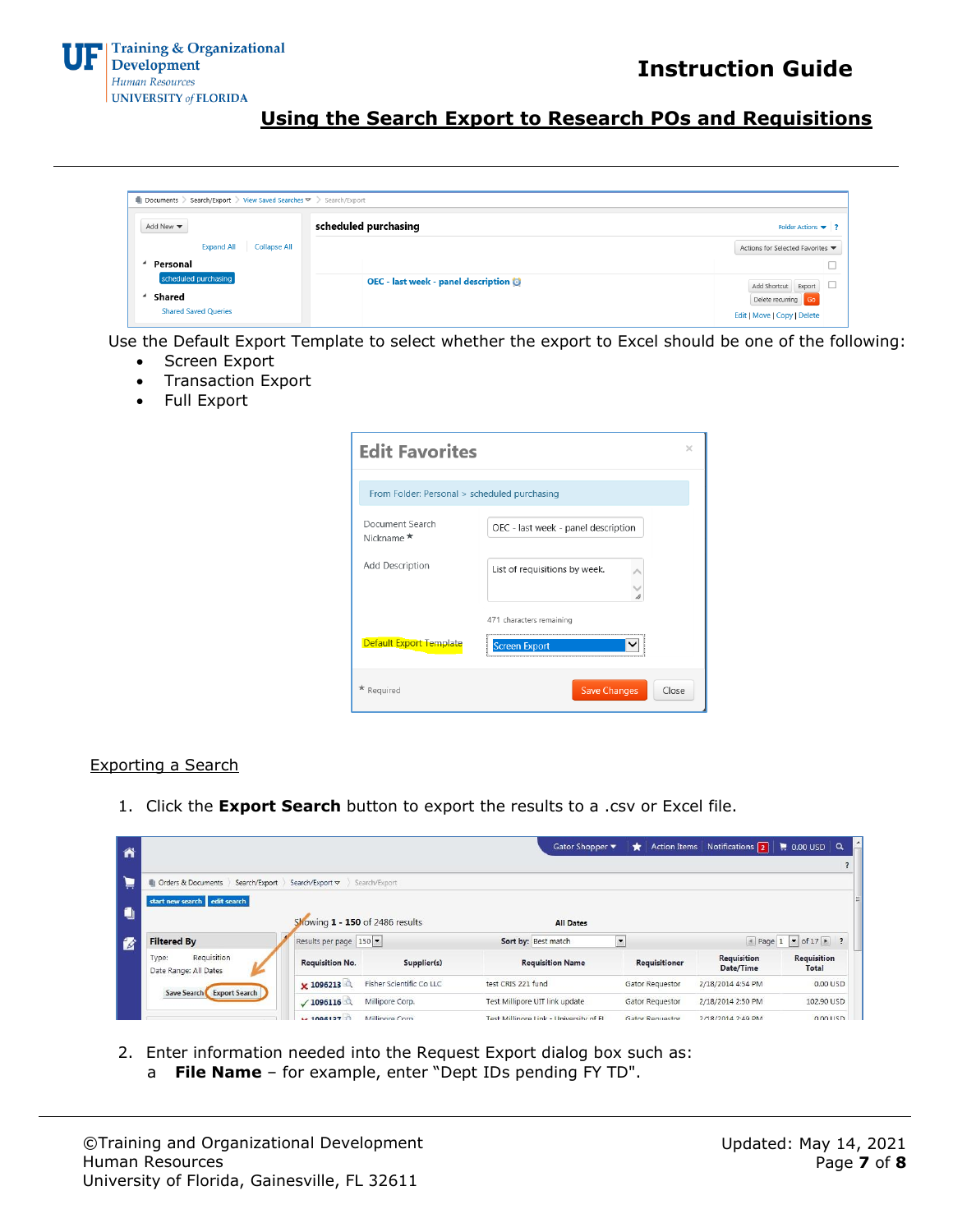Use the Default Export Template to select whether the export to Excel should be one of the following:

- Screen Export
- Transaction Export
- Full Export

## Exporting a Search

1. Click the **Export Search** button to export the results to a .csv or Excel file.

2. Enter information needed into the Request Export dialog box such as:
   a **File Name** – for example, enter "Dept IDs pending FY TD".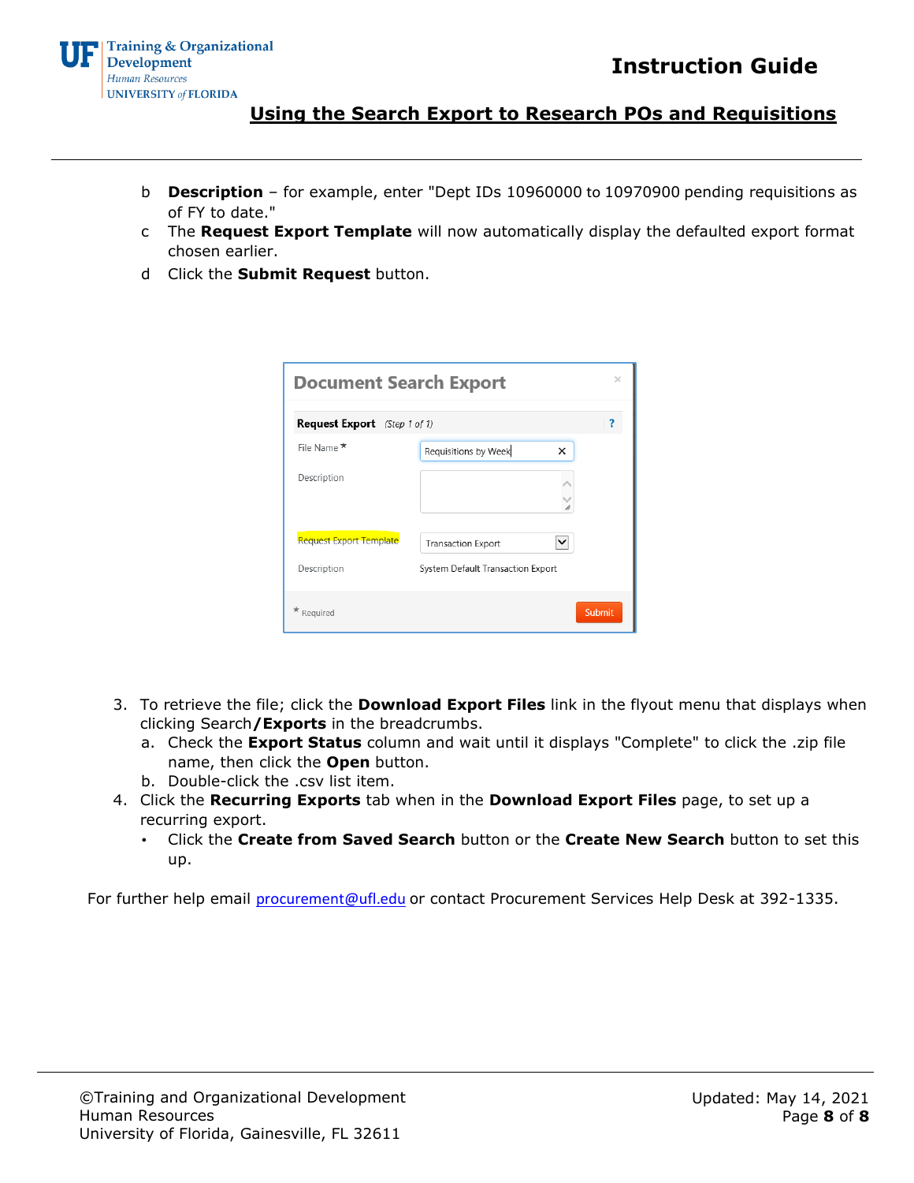b. **Description** – for example, enter "Dept IDs 10960000 to 10970900 pending requisitions as of FY to date."
c. The **Request Export Template** will now automatically display the defaulted export format chosen earlier.
d. Click the **Submit Request** button.

3. To retrieve the file; click the **Download Export Files** link in the flyout menu that displays when clicking Search**/Exports** in the breadcrumbs.
   a. Check the **Export Status** column and wait until it displays "Complete" to click the .zip file name, then click the **Open** button.
   b. Double-click the .csv list item.
4. Click the **Recurring Exports** tab when in the **Download Export Files** page, to set up a recurring export.
   - Click the **Create from Saved Search** button or the **Create New Search** button to set this up.

For further help email procurement@ufl.edu or contact Procurement Services Help Desk at 392-1335.